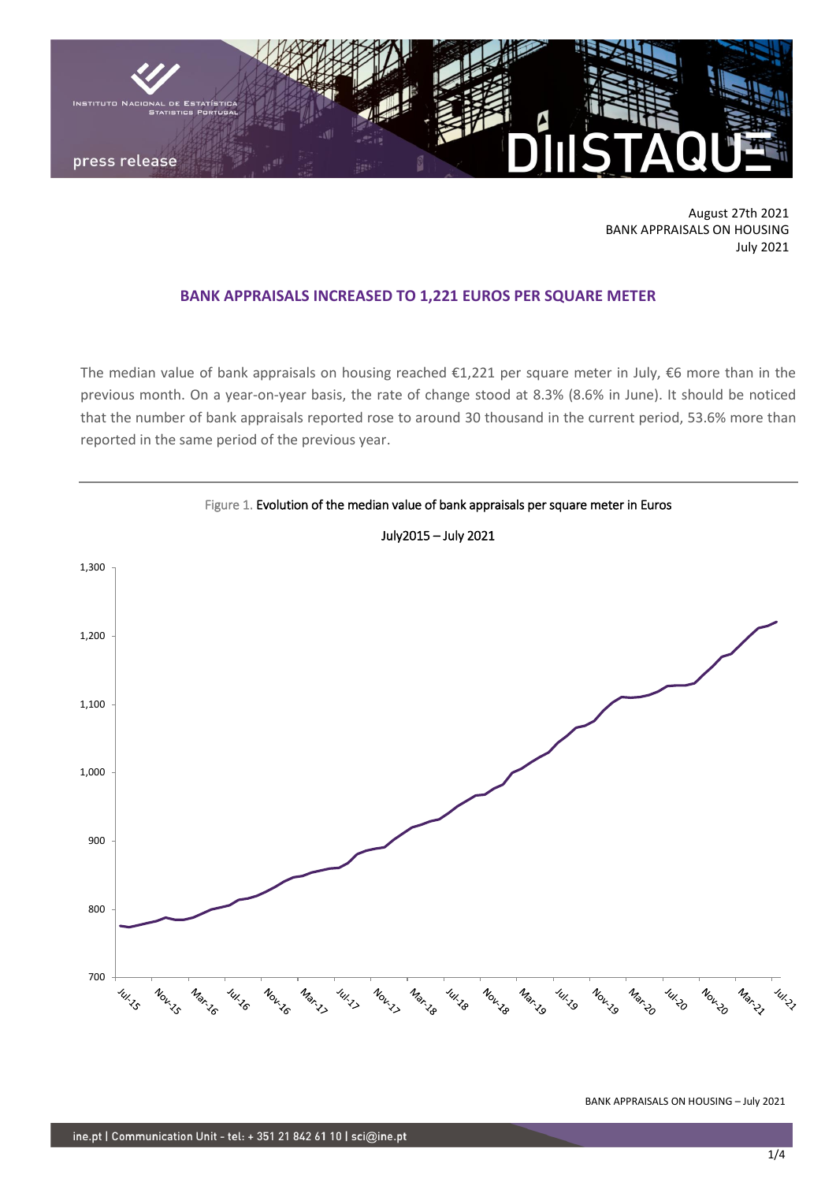August 27th 2021
BANK APPRAISALS ON HOUSING
July 2021

# BANK APPRAISALS INCREASED TO 1,221 EUROS PER SQUARE METER

The median value of bank appraisals on housing reached €1,221 per square meter in July, €6 more than in the previous month. On a year-on-year basis, the rate of change stood at 8.3% (8.6% in June). It should be noticed that the number of bank appraisals reported rose to around 30 thousand in the current period, 53.6% more than reported in the same period of the previous year.

Figure 1. Evolution of the median value of bank appraisals per square meter in Euros

July2015 – July 2021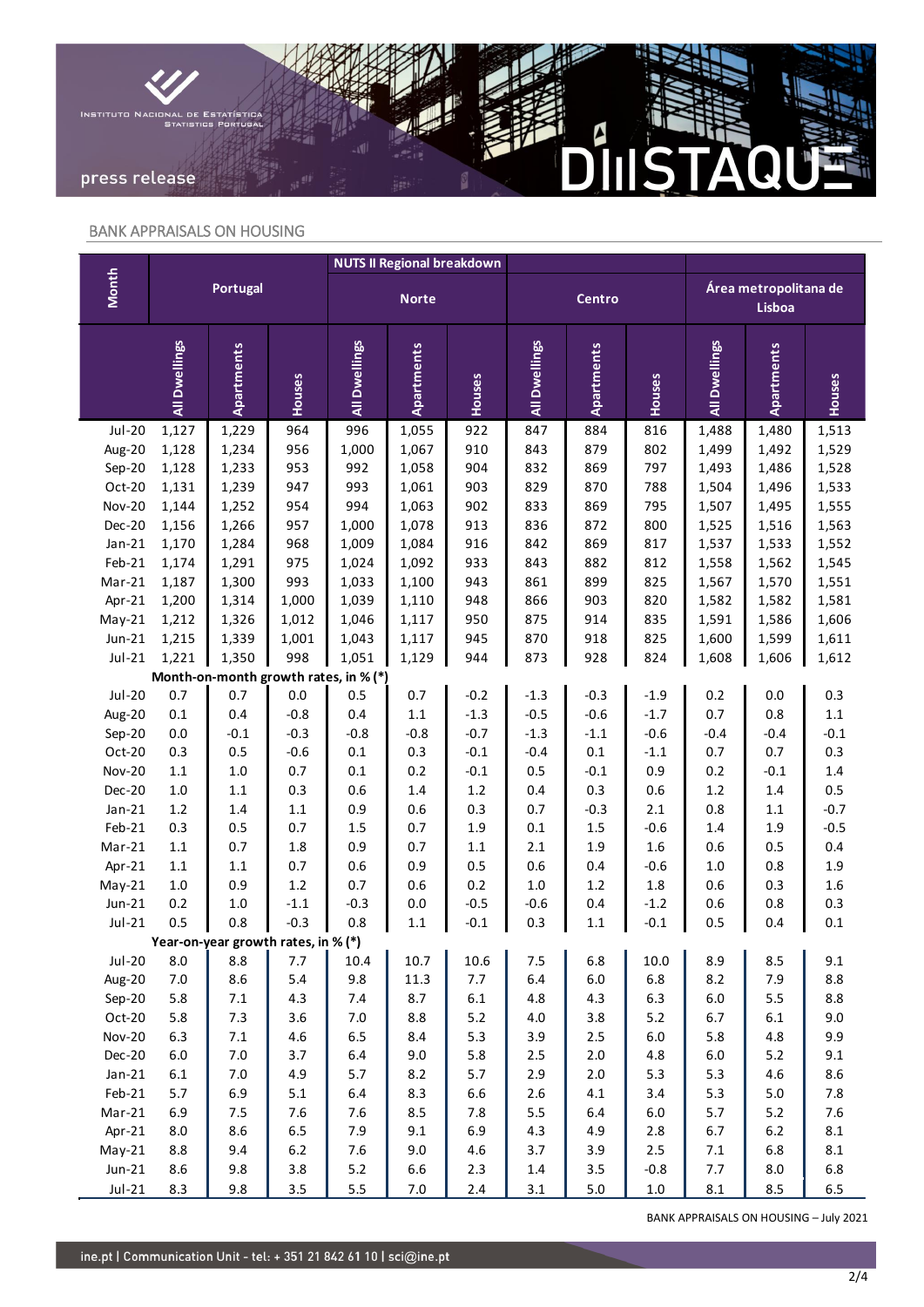## BANK APPRAISALS ON HOUSING

| Month | Portugal | | | NUTS II Regional breakdown | | | | | | | | |
|---|---|---|---|---|---|---|---|---|---|---|---|---|
| | | | | Norte | | | Centro | | | Área metropolitana de Lisboa | | |
| | All Dwellings | Apartments | Houses | All Dwellings | Apartments | Houses | All Dwellings | Apartments | Houses | All Dwellings | Apartments | Houses |
| Jul-20 | 1,127 | 1,229 | 964 | 996 | 1,055 | 922 | 847 | 884 | 816 | 1,488 | 1,480 | 1,513 |
| Aug-20 | 1,128 | 1,234 | 956 | 1,000 | 1,067 | 910 | 843 | 879 | 802 | 1,499 | 1,492 | 1,529 |
| Sep-20 | 1,128 | 1,233 | 953 | 992 | 1,058 | 904 | 832 | 869 | 797 | 1,493 | 1,486 | 1,528 |
| Oct-20 | 1,131 | 1,239 | 947 | 993 | 1,061 | 903 | 829 | 870 | 788 | 1,504 | 1,496 | 1,533 |
| Nov-20 | 1,144 | 1,252 | 954 | 994 | 1,063 | 902 | 833 | 869 | 795 | 1,507 | 1,495 | 1,555 |
| Dec-20 | 1,156 | 1,266 | 957 | 1,000 | 1,078 | 913 | 836 | 872 | 800 | 1,525 | 1,516 | 1,563 |
| Jan-21 | 1,170 | 1,284 | 968 | 1,009 | 1,084 | 916 | 842 | 869 | 817 | 1,537 | 1,533 | 1,552 |
| Feb-21 | 1,174 | 1,291 | 975 | 1,024 | 1,092 | 933 | 843 | 882 | 812 | 1,558 | 1,562 | 1,545 |
| Mar-21 | 1,187 | 1,300 | 993 | 1,033 | 1,100 | 943 | 861 | 899 | 825 | 1,567 | 1,570 | 1,551 |
| Apr-21 | 1,200 | 1,314 | 1,000 | 1,039 | 1,110 | 948 | 866 | 903 | 820 | 1,582 | 1,582 | 1,581 |
| May-21 | 1,212 | 1,326 | 1,012 | 1,046 | 1,117 | 950 | 875 | 914 | 835 | 1,591 | 1,586 | 1,606 |
| Jun-21 | 1,215 | 1,339 | 1,001 | 1,043 | 1,117 | 945 | 870 | 918 | 825 | 1,600 | 1,599 | 1,611 |
| Jul-21 | 1,221 | 1,350 | 998 | 1,051 | 1,129 | 944 | 873 | 928 | 824 | 1,608 | 1,606 | 1,612 |
| **Month-on-month growth rates, in % (*)** | | | | | | | | | | | | |
| Jul-20 | 0.7 | 0.7 | 0.0 | 0.5 | 0.7 | -0.2 | -1.3 | -0.3 | -1.9 | 0.2 | 0.0 | 0.3 |
| Aug-20 | 0.1 | 0.4 | -0.8 | 0.4 | 1.1 | -1.3 | -0.5 | -0.6 | -1.7 | 0.7 | 0.8 | 1.1 |
| Sep-20 | 0.0 | -0.1 | -0.3 | -0.8 | -0.8 | -0.7 | -1.3 | -1.1 | -0.6 | -0.4 | -0.4 | -0.1 |
| Oct-20 | 0.3 | 0.5 | -0.6 | 0.1 | 0.3 | -0.1 | -0.4 | 0.1 | -1.1 | 0.7 | 0.7 | 0.3 |
| Nov-20 | 1.1 | 1.0 | 0.7 | 0.1 | 0.2 | -0.1 | 0.5 | -0.1 | 0.9 | 0.2 | -0.1 | 1.4 |
| Dec-20 | 1.0 | 1.1 | 0.3 | 0.6 | 1.4 | 1.2 | 0.4 | 0.3 | 0.6 | 1.2 | 1.4 | 0.5 |
| Jan-21 | 1.2 | 1.4 | 1.1 | 0.9 | 0.6 | 0.3 | 0.7 | -0.3 | 2.1 | 0.8 | 1.1 | -0.7 |
| Feb-21 | 0.3 | 0.5 | 0.7 | 1.5 | 0.7 | 1.9 | 0.1 | 1.5 | -0.6 | 1.4 | 1.9 | -0.5 |
| Mar-21 | 1.1 | 0.7 | 1.8 | 0.9 | 0.7 | 1.1 | 2.1 | 1.9 | 1.6 | 0.6 | 0.5 | 0.4 |
| Apr-21 | 1.1 | 1.1 | 0.7 | 0.6 | 0.9 | 0.5 | 0.6 | 0.4 | -0.6 | 1.0 | 0.8 | 1.9 |
| May-21 | 1.0 | 0.9 | 1.2 | 0.7 | 0.6 | 0.2 | 1.0 | 1.2 | 1.8 | 0.6 | 0.3 | 1.6 |
| Jun-21 | 0.2 | 1.0 | -1.1 | -0.3 | 0.0 | -0.5 | -0.6 | 0.4 | -1.2 | 0.6 | 0.8 | 0.3 |
| Jul-21 | 0.5 | 0.8 | -0.3 | 0.8 | 1.1 | -0.1 | 0.3 | 1.1 | -0.1 | 0.5 | 0.4 | 0.1 |
| **Year-on-year growth rates, in % (*)** | | | | | | | | | | | | |
| Jul-20 | 8.0 | 8.8 | 7.7 | 10.4 | 10.7 | 10.6 | 7.5 | 6.8 | 10.0 | 8.9 | 8.5 | 9.1 |
| Aug-20 | 7.0 | 8.6 | 5.4 | 9.8 | 11.3 | 7.7 | 6.4 | 6.0 | 6.8 | 8.2 | 7.9 | 8.8 |
| Sep-20 | 5.8 | 7.1 | 4.3 | 7.4 | 8.7 | 6.1 | 4.8 | 4.3 | 6.3 | 6.0 | 5.5 | 8.8 |
| Oct-20 | 5.8 | 7.3 | 3.6 | 7.0 | 8.8 | 5.2 | 4.0 | 3.8 | 5.2 | 6.7 | 6.1 | 9.0 |
| Nov-20 | 6.3 | 7.1 | 4.6 | 6.5 | 8.4 | 5.3 | 3.9 | 2.5 | 6.0 | 5.8 | 4.8 | 9.9 |
| Dec-20 | 6.0 | 7.0 | 3.7 | 6.4 | 9.0 | 5.8 | 2.5 | 2.0 | 4.8 | 6.0 | 5.2 | 9.1 |
| Jan-21 | 6.1 | 7.0 | 4.9 | 5.7 | 8.2 | 5.7 | 2.9 | 2.0 | 5.3 | 5.3 | 4.6 | 8.6 |
| Feb-21 | 5.7 | 6.9 | 5.1 | 6.4 | 8.3 | 6.6 | 2.6 | 4.1 | 3.4 | 5.3 | 5.0 | 7.8 |
| Mar-21 | 6.9 | 7.5 | 7.6 | 7.6 | 8.5 | 7.8 | 5.5 | 6.4 | 6.0 | 5.7 | 5.2 | 7.6 |
| Apr-21 | 8.0 | 8.6 | 6.5 | 7.9 | 9.1 | 6.9 | 4.3 | 4.9 | 2.8 | 6.7 | 6.2 | 8.1 |
| May-21 | 8.8 | 9.4 | 6.2 | 7.6 | 9.0 | 4.6 | 3.7 | 3.9 | 2.5 | 7.1 | 6.8 | 8.1 |
| Jun-21 | 8.6 | 9.8 | 3.8 | 5.2 | 6.6 | 2.3 | 1.4 | 3.5 | -0.8 | 7.7 | 8.0 | 6.8 |
| Jul-21 | 8.3 | 9.8 | 3.5 | 5.5 | 7.0 | 2.4 | 3.1 | 5.0 | 1.0 | 8.1 | 8.5 | 6.5 |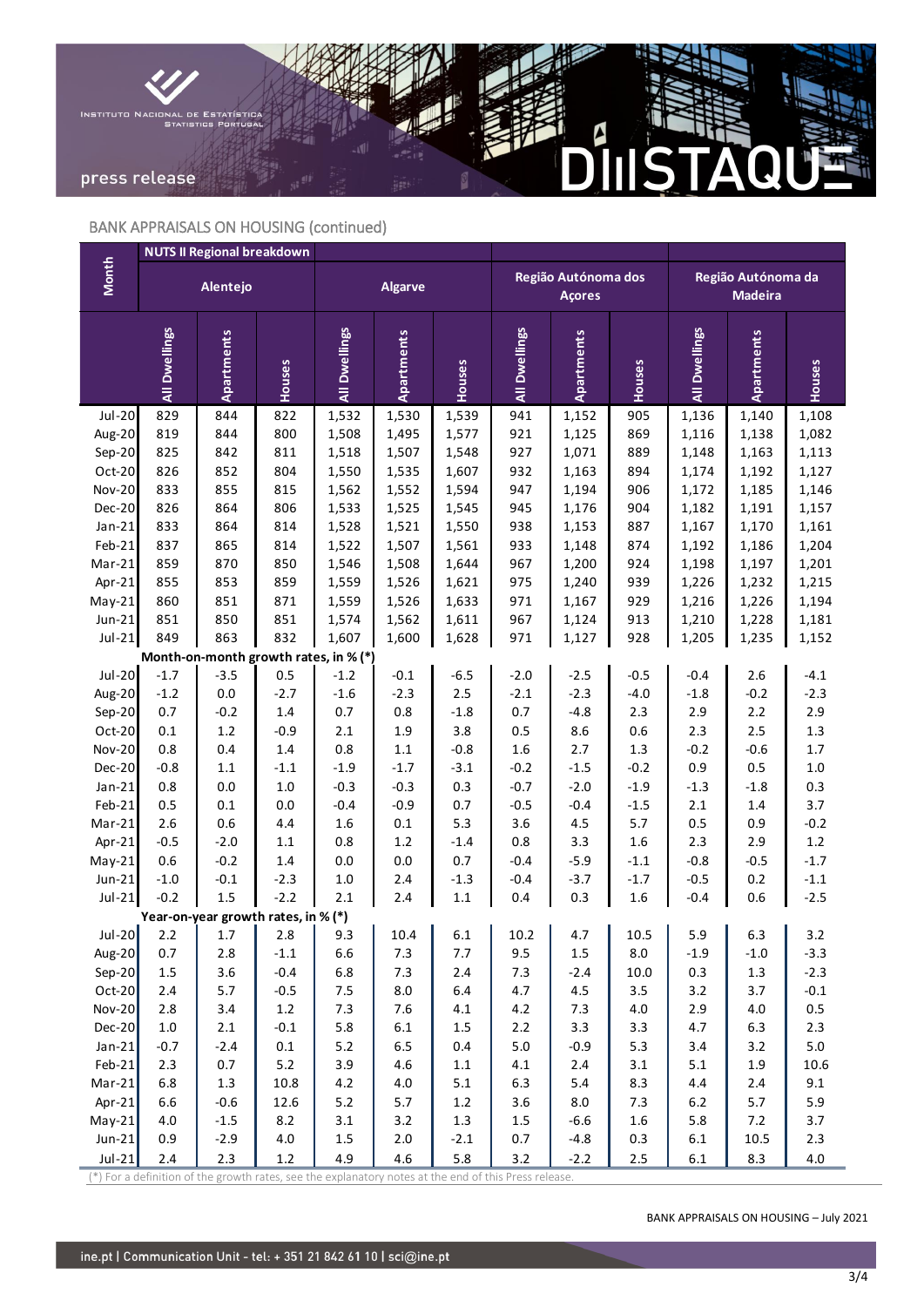## BANK APPRAISALS ON HOUSING (continued)

| Month | NUTS II Regional breakdown | | | | | | | | | | | |
|---|---|---|---|---|---|---|---|---|---|---|---|---|
| | Alentejo | | | Algarve | | | Região Autónoma dos Açores | | | Região Autónoma da Madeira | | |
| | All Dwellings | Apartments | Houses | All Dwellings | Apartments | Houses | All Dwellings | Apartments | Houses | All Dwellings | Apartments | Houses |
| Jul-20 | 829 | 844 | 822 | 1,532 | 1,530 | 1,539 | 941 | 1,152 | 905 | 1,136 | 1,140 | 1,108 |
| Aug-20 | 819 | 844 | 800 | 1,508 | 1,495 | 1,577 | 921 | 1,125 | 869 | 1,116 | 1,138 | 1,082 |
| Sep-20 | 825 | 842 | 811 | 1,518 | 1,507 | 1,548 | 927 | 1,071 | 889 | 1,148 | 1,163 | 1,113 |
| Oct-20 | 826 | 852 | 804 | 1,550 | 1,535 | 1,607 | 932 | 1,163 | 894 | 1,174 | 1,192 | 1,127 |
| Nov-20 | 833 | 855 | 815 | 1,562 | 1,552 | 1,594 | 947 | 1,194 | 906 | 1,172 | 1,185 | 1,146 |
| Dec-20 | 826 | 864 | 806 | 1,533 | 1,525 | 1,545 | 945 | 1,176 | 904 | 1,182 | 1,191 | 1,157 |
| Jan-21 | 833 | 864 | 814 | 1,528 | 1,521 | 1,550 | 938 | 1,153 | 887 | 1,167 | 1,170 | 1,161 |
| Feb-21 | 837 | 865 | 814 | 1,522 | 1,507 | 1,561 | 933 | 1,148 | 874 | 1,192 | 1,186 | 1,204 |
| Mar-21 | 859 | 870 | 850 | 1,546 | 1,508 | 1,644 | 967 | 1,200 | 924 | 1,198 | 1,197 | 1,201 |
| Apr-21 | 855 | 853 | 859 | 1,559 | 1,526 | 1,621 | 975 | 1,240 | 939 | 1,226 | 1,232 | 1,215 |
| May-21 | 860 | 851 | 871 | 1,559 | 1,526 | 1,633 | 971 | 1,167 | 929 | 1,216 | 1,226 | 1,194 |
| Jun-21 | 851 | 850 | 851 | 1,574 | 1,562 | 1,611 | 967 | 1,124 | 913 | 1,210 | 1,228 | 1,181 |
| Jul-21 | 849 | 863 | 832 | 1,607 | 1,600 | 1,628 | 971 | 1,127 | 928 | 1,205 | 1,235 | 1,152 |
| **Month-on-month growth rates, in % (*)** | | | | | | | | | | | | |
| Jul-20 | -1.7 | -3.5 | 0.5 | -1.2 | -0.1 | -6.5 | -2.0 | -2.5 | -0.5 | -0.4 | 2.6 | -4.1 |
| Aug-20 | -1.2 | 0.0 | -2.7 | -1.6 | -2.3 | 2.5 | -2.1 | -2.3 | -4.0 | -1.8 | -0.2 | -2.3 |
| Sep-20 | 0.7 | -0.2 | 1.4 | 0.7 | 0.8 | -1.8 | 0.7 | -4.8 | 2.3 | 2.9 | 2.2 | 2.9 |
| Oct-20 | 0.1 | 1.2 | -0.9 | 2.1 | 1.9 | 3.8 | 0.5 | 8.6 | 0.6 | 2.3 | 2.5 | 1.3 |
| Nov-20 | 0.8 | 0.4 | 1.4 | 0.8 | 1.1 | -0.8 | 1.6 | 2.7 | 1.3 | -0.2 | -0.6 | 1.7 |
| Dec-20 | -0.8 | 1.1 | -1.1 | -1.9 | -1.7 | -3.1 | -0.2 | -1.5 | -0.2 | 0.9 | 0.5 | 1.0 |
| Jan-21 | 0.8 | 0.0 | 1.0 | -0.3 | -0.3 | 0.3 | -0.7 | -2.0 | -1.9 | -1.3 | -1.8 | 0.3 |
| Feb-21 | 0.5 | 0.1 | 0.0 | -0.4 | -0.9 | 0.7 | -0.5 | -0.4 | -1.5 | 2.1 | 1.4 | 3.7 |
| Mar-21 | 2.6 | 0.6 | 4.4 | 1.6 | 0.1 | 5.3 | 3.6 | 4.5 | 5.7 | 0.5 | 0.9 | -0.2 |
| Apr-21 | -0.5 | -2.0 | 1.1 | 0.8 | 1.2 | -1.4 | 0.8 | 3.3 | 1.6 | 2.3 | 2.9 | 1.2 |
| May-21 | 0.6 | -0.2 | 1.4 | 0.0 | 0.0 | 0.7 | -0.4 | -5.9 | -1.1 | -0.8 | -0.5 | -1.7 |
| Jun-21 | -1.0 | -0.1 | -2.3 | 1.0 | 2.4 | -1.3 | -0.4 | -3.7 | -1.7 | -0.5 | 0.2 | -1.1 |
| Jul-21 | -0.2 | 1.5 | -2.2 | 2.1 | 2.4 | 1.1 | 0.4 | 0.3 | 1.6 | -0.4 | 0.6 | -2.5 |
| **Year-on-year growth rates, in % (*)** | | | | | | | | | | | | |
| Jul-20 | 2.2 | 1.7 | 2.8 | 9.3 | 10.4 | 6.1 | 10.2 | 4.7 | 10.5 | 5.9 | 6.3 | 3.2 |
| Aug-20 | 0.7 | 2.8 | -1.1 | 6.6 | 7.3 | 7.7 | 9.5 | 1.5 | 8.0 | -1.9 | -1.0 | -3.3 |
| Sep-20 | 1.5 | 3.6 | -0.4 | 6.8 | 7.3 | 2.4 | 7.3 | -2.4 | 10.0 | 0.3 | 1.3 | -2.3 |
| Oct-20 | 2.4 | 5.7 | -0.5 | 7.5 | 8.0 | 6.4 | 4.7 | 4.5 | 3.5 | 3.2 | 3.7 | -0.1 |
| Nov-20 | 2.8 | 3.4 | 1.2 | 7.3 | 7.6 | 4.1 | 4.2 | 7.3 | 4.0 | 2.9 | 4.0 | 0.5 |
| Dec-20 | 1.0 | 2.1 | -0.1 | 5.8 | 6.1 | 1.5 | 2.2 | 3.3 | 3.3 | 4.7 | 6.3 | 2.3 |
| Jan-21 | -0.7 | -2.4 | 0.1 | 5.2 | 6.5 | 0.4 | 5.0 | -0.9 | 5.3 | 3.4 | 3.2 | 5.0 |
| Feb-21 | 2.3 | 0.7 | 5.2 | 3.9 | 4.6 | 1.1 | 4.1 | 2.4 | 3.1 | 5.1 | 1.9 | 10.6 |
| Mar-21 | 6.8 | 1.3 | 10.8 | 4.2 | 4.0 | 5.1 | 6.3 | 5.4 | 8.3 | 4.4 | 2.4 | 9.1 |
| Apr-21 | 6.6 | -0.6 | 12.6 | 5.2 | 5.7 | 1.2 | 3.6 | 8.0 | 7.3 | 6.2 | 5.7 | 5.9 |
| May-21 | 4.0 | -1.5 | 8.2 | 3.1 | 3.2 | 1.3 | 1.5 | -6.6 | 1.6 | 5.8 | 7.2 | 3.7 |
| Jun-21 | 0.9 | -2.9 | 4.0 | 1.5 | 2.0 | -2.1 | 0.7 | -4.8 | 0.3 | 6.1 | 10.5 | 2.3 |
| Jul-21 | 2.4 | 2.3 | 1.2 | 4.9 | 4.6 | 5.8 | 3.2 | -2.2 | 2.5 | 6.1 | 8.3 | 4.0 |

(*) For a definition of the growth rates, see the explanatory notes at the end of this Press release.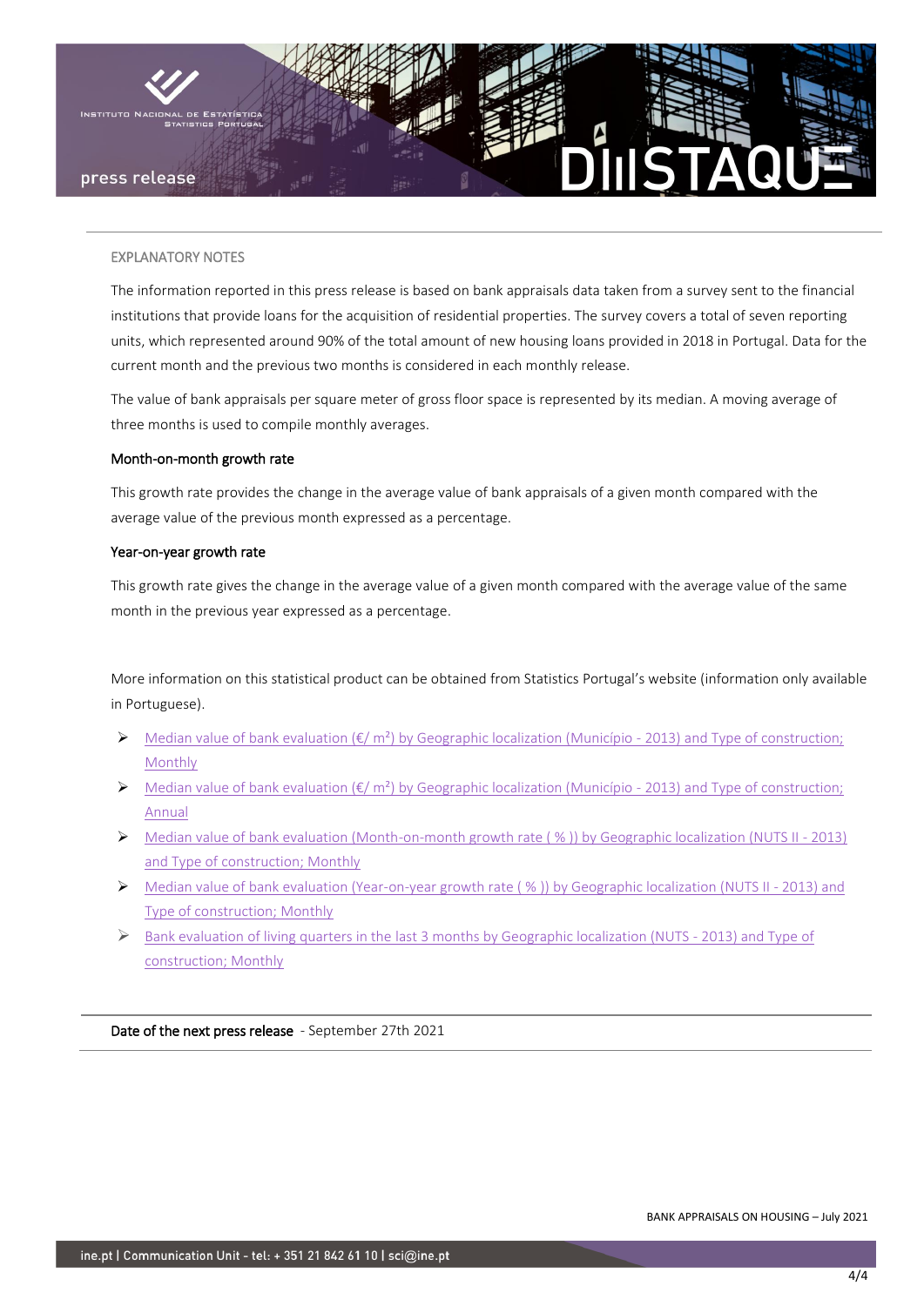## EXPLANATORY NOTES

The information reported in this press release is based on bank appraisals data taken from a survey sent to the financial institutions that provide loans for the acquisition of residential properties. The survey covers a total of seven reporting units, which represented around 90% of the total amount of new housing loans provided in 2018 in Portugal. Data for the current month and the previous two months is considered in each monthly release.

The value of bank appraisals per square meter of gross floor space is represented by its median. A moving average of three months is used to compile monthly averages.

### Month-on-month growth rate

This growth rate provides the change in the average value of bank appraisals of a given month compared with the average value of the previous month expressed as a percentage.

### Year-on-year growth rate

This growth rate gives the change in the average value of a given month compared with the average value of the same month in the previous year expressed as a percentage.

More information on this statistical product can be obtained from Statistics Portugal's website (information only available in Portuguese).

- Median value of bank evaluation (€/ m²) by Geographic localization (Município - 2013) and Type of construction; Monthly
- Median value of bank evaluation (€/ m²) by Geographic localization (Município - 2013) and Type of construction; Annual
- Median value of bank evaluation (Month-on-month growth rate ( % )) by Geographic localization (NUTS II - 2013) and Type of construction; Monthly
- Median value of bank evaluation (Year-on-year growth rate ( % )) by Geographic localization (NUTS II - 2013) and Type of construction; Monthly
- Bank evaluation of living quarters in the last 3 months by Geographic localization (NUTS - 2013) and Type of construction; Monthly

**Date of the next press release** - September 27th 2021